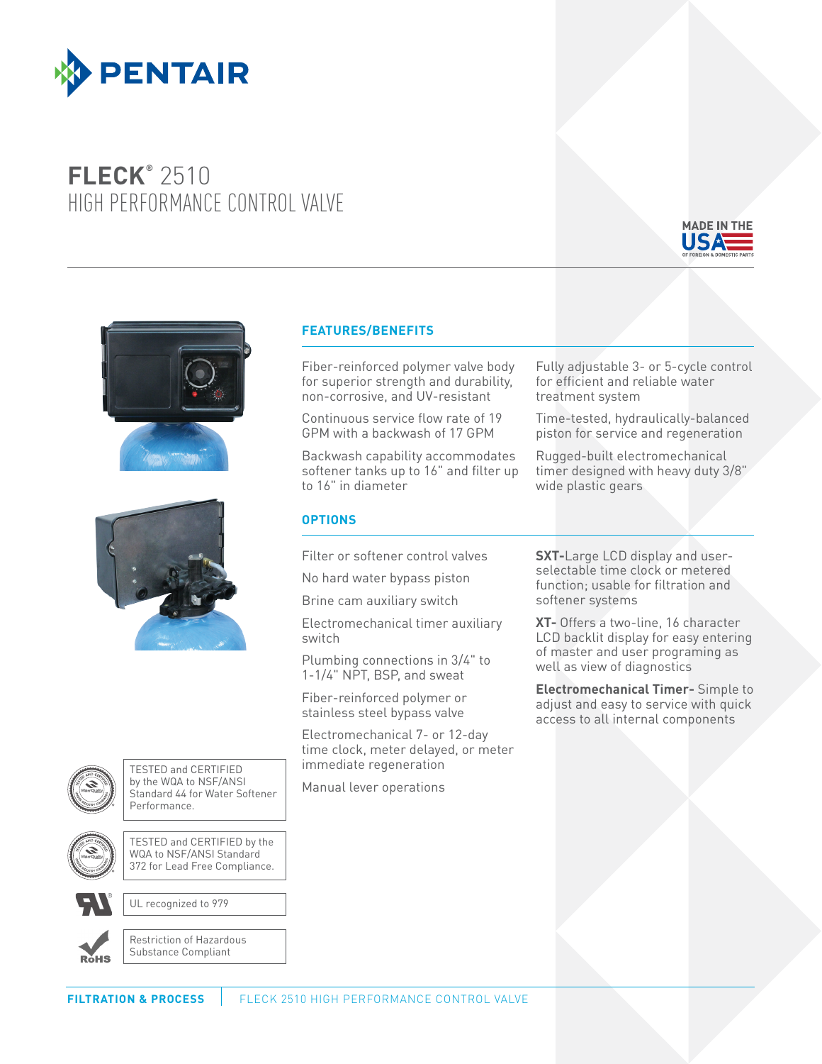# FLECK® 2510
## HIGH PERFORMANCE CONTROL VALVE

MADE IN THE USA OF FOREIGN & DOMESTIC PARTS

### FEATURES/BENEFITS

Fiber-reinforced polymer valve body for superior strength and durability, non-corrosive, and UV-resistant

Continuous service flow rate of 19 GPM with a backwash of 17 GPM

Backwash capability accommodates softener tanks up to 16" and filter up to 16" in diameter

Fully adjustable 3- or 5-cycle control for efficient and reliable water treatment system

Time-tested, hydraulically-balanced piston for service and regeneration

Rugged-built electromechanical timer designed with heavy duty 3/8" wide plastic gears

### OPTIONS

Filter or softener control valves

No hard water bypass piston

Brine cam auxiliary switch

Electromechanical timer auxiliary switch

Plumbing connections in 3/4" to 1-1/4" NPT, BSP, and sweat

Fiber-reinforced polymer or stainless steel bypass valve

Electromechanical 7- or 12-day time clock, meter delayed, or meter immediate regeneration

Manual lever operations

**SXT-** Large LCD display and user-selectable time clock or metered function; usable for filtration and softener systems

**XT-** Offers a two-line, 16 character LCD backlit display for easy entering of master and user programing as well as view of diagnostics

**Electromechanical Timer-** Simple to adjust and easy to service with quick access to all internal components

TESTED and CERTIFIED by the WQA to NSF/ANSI Standard 44 for Water Softener Performance.

TESTED and CERTIFIED by the WQA to NSF/ANSI Standard 372 for Lead Free Compliance.

UL recognized to 979

Restriction of Hazardous Substance Compliant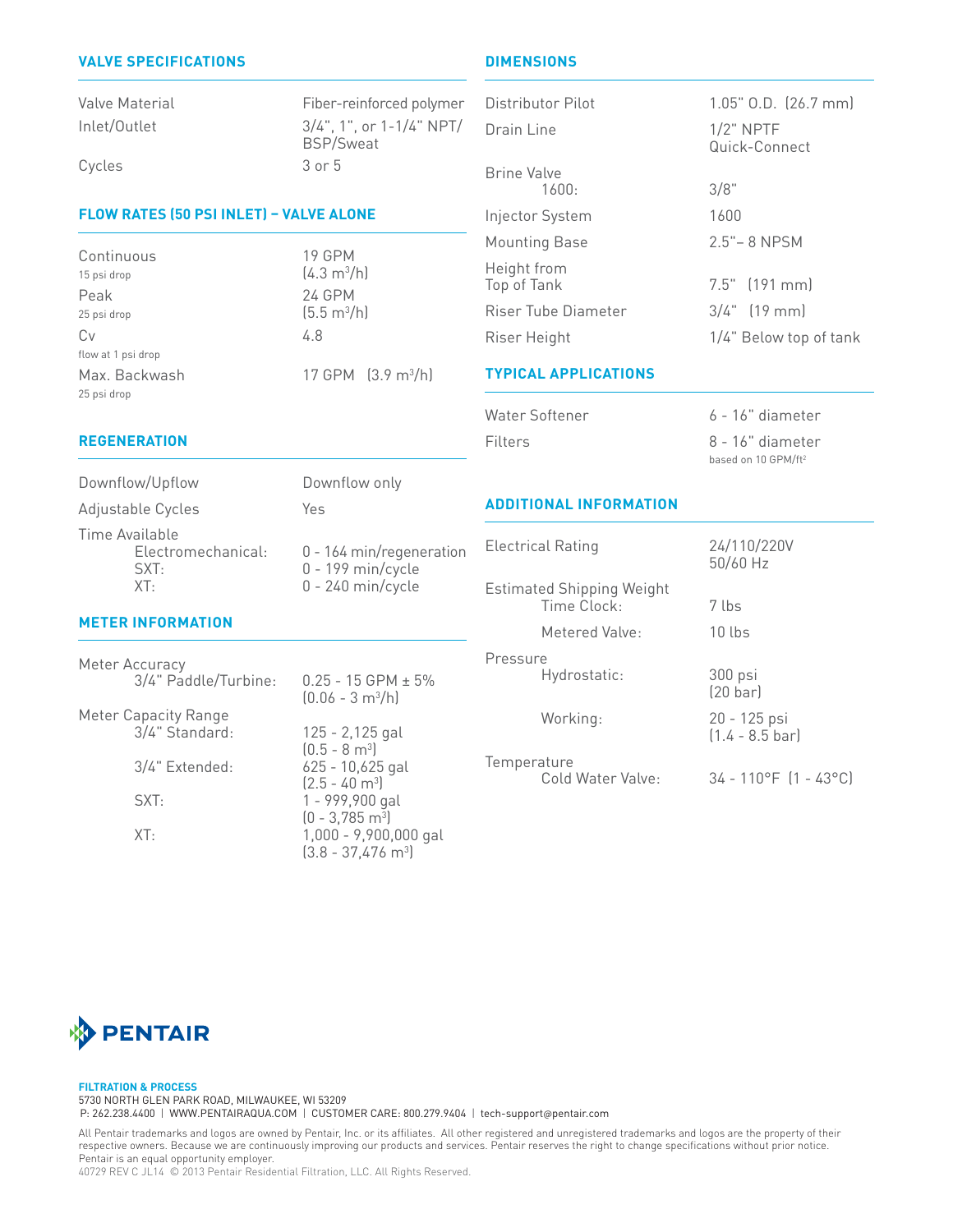## VALVE SPECIFICATIONS

| | |
|---|---|
| Valve Material | Fiber-reinforced polymer |
| Inlet/Outlet | 3/4", 1", or 1-1/4" NPT/ BSP/Sweat |
| Cycles | 3 or 5 |

## FLOW RATES (50 PSI INLET) – VALVE ALONE

| | |
|---|---|
| Continuous<br>15 psi drop | 19 GPM<br>(4.3 $m^3$/h) |
| Peak<br>25 psi drop | 24 GPM<br>(5.5 $m^3$/h) |
| Cv<br>flow at 1 psi drop | 4.8 |
| Max. Backwash<br>25 psi drop | 17 GPM (3.9 $m^3$/h) |

## REGENERATION

| | |
|---|---|
| Downflow/Upflow | Downflow only |
| Adjustable Cycles | Yes |
| Time Available | |
| Electromechanical: | 0 - 164 min/regeneration |
| SXT: | 0 - 199 min/cycle |
| XT: | 0 - 240 min/cycle |

## METER INFORMATION

| | |
|---|---|
| Meter Accuracy | |
| 3/4" Paddle/Turbine: | 0.25 - 15 GPM ± 5%<br>(0.06 - 3 $m^3$/h) |
| Meter Capacity Range | |
| 3/4" Standard: | 125 - 2,125 gal<br>(0.5 - 8 $m^3$) |
| 3/4" Extended: | 625 - 10,625 gal<br>(2.5 - 40 $m^3$) |
| SXT: | 1 - 999,900 gal<br>(0 - 3,785 $m^3$) |
| XT: | 1,000 - 9,900,000 gal<br>(3.8 - 37,476 $m^3$) |

## DIMENSIONS

| | |
|---|---|
| Distributor Pilot | 1.05" O.D. (26.7 mm) |
| Drain Line | 1/2" NPTF Quick-Connect |
| Brine Valve | |
| 1600: | 3/8" |
| Injector System | 1600 |
| Mounting Base | 2.5"– 8 NPSM |
| Height from Top of Tank | 7.5" (191 mm) |
| Riser Tube Diameter | 3/4" (19 mm) |
| Riser Height | 1/4" Below top of tank |

## TYPICAL APPLICATIONS

| | |
|---|---|
| Water Softener | 6 - 16" diameter |
| Filters | 8 - 16" diameter<br>based on 10 GPM/ft$^2$ |

## ADDITIONAL INFORMATION

| | |
|---|---|
| Electrical Rating | 24/110/220V<br>50/60 Hz |
| Estimated Shipping Weight | |
| Time Clock: | 7 lbs |
| Metered Valve: | 10 lbs |
| Pressure | |
| Hydrostatic: | 300 psi<br>(20 bar) |
| Working: | 20 - 125 psi<br>(1.4 - 8.5 bar) |
| Temperature | |
| Cold Water Valve: | 34 - 110°F (1 - 43°C) |

PENTAIR

**FILTRATION & PROCESS**
5730 NORTH GLEN PARK ROAD, MILWAUKEE, WI 53209
P: 262.238.4400 | WWW.PENTAIRAQUA.COM | CUSTOMER CARE: 800.279.9404 | tech-support@pentair.com

All Pentair trademarks and logos are owned by Pentair, Inc. or its affiliates. All other registered and unregistered trademarks and logos are the property of their respective owners. Because we are continuously improving our products and services. Pentair reserves the right to change specifications without prior notice. Pentair is an equal opportunity employer.
40729 REV C JL14 © 2013 Pentair Residential Filtration, LLC. All Rights Reserved.